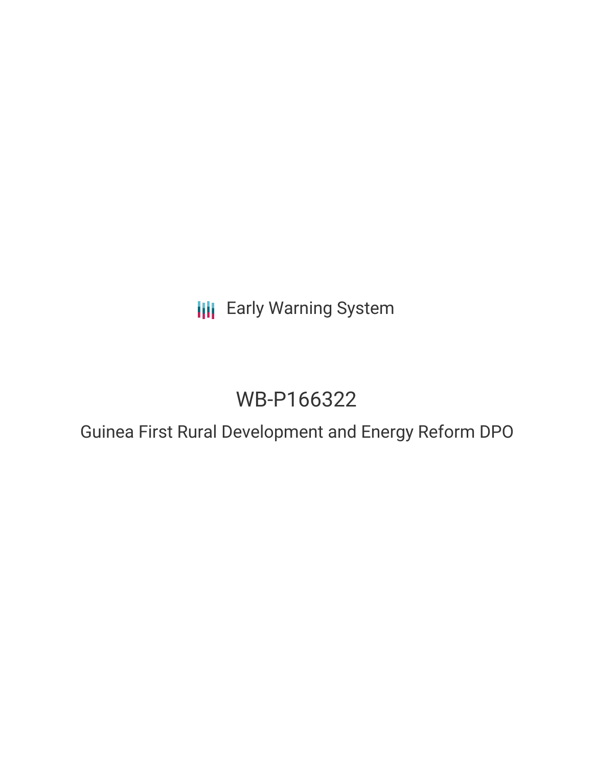Early Warning System

# WB-P166322

## Guinea First Rural Development and Energy Reform DPO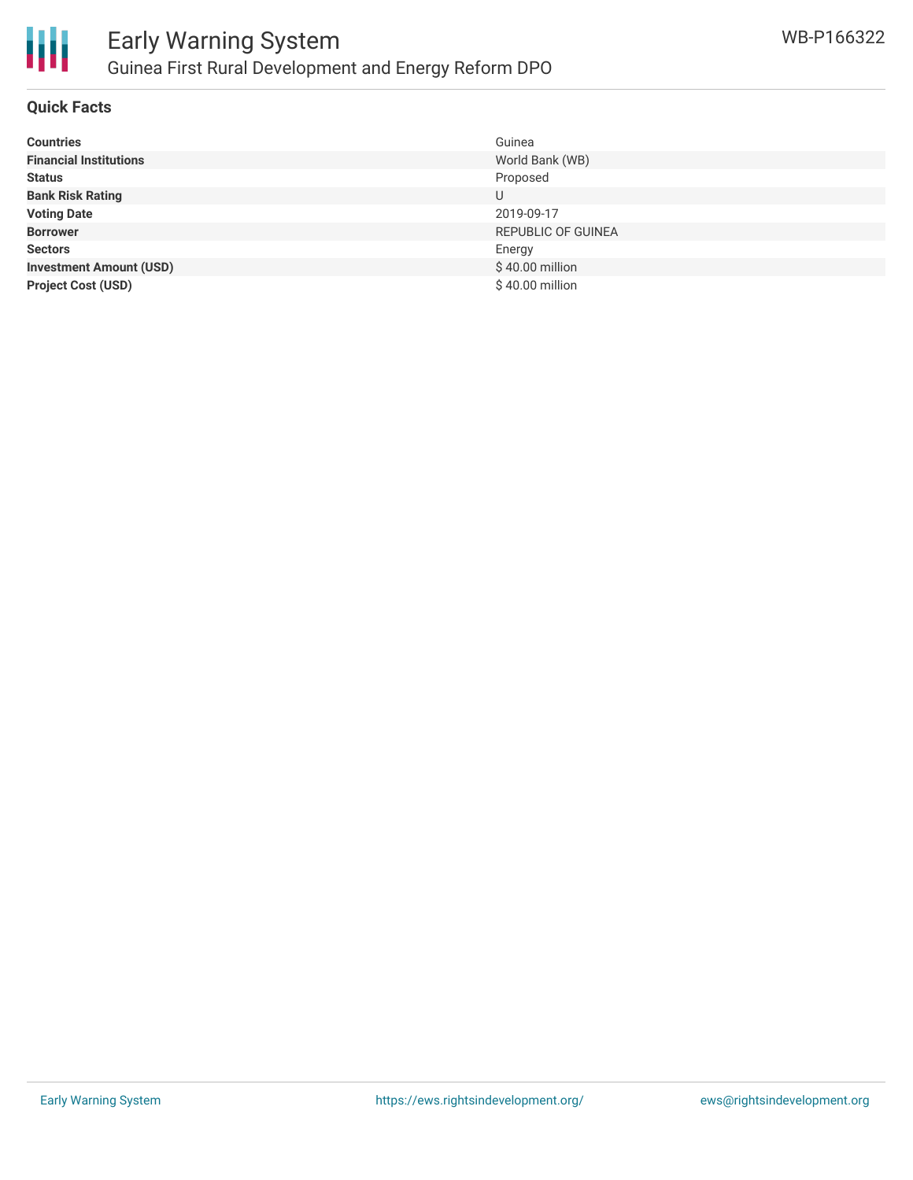## Quick Facts

| | |
|---|---|
| **Countries** | Guinea |
| **Financial Institutions** | World Bank (WB) |
| **Status** | Proposed |
| **Bank Risk Rating** | U |
| **Voting Date** | 2019-09-17 |
| **Borrower** | REPUBLIC OF GUINEA |
| **Sectors** | Energy |
| **Investment Amount (USD)** | $ 40.00 million |
| **Project Cost (USD)** | $ 40.00 million |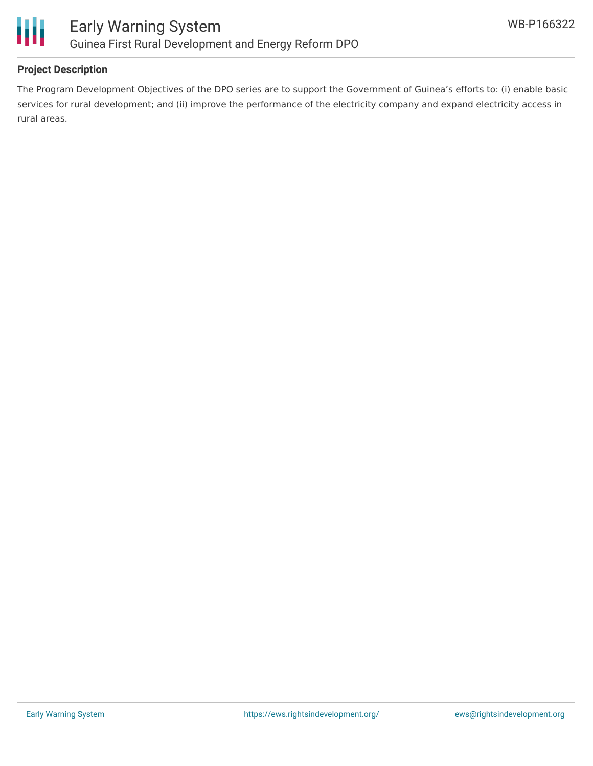**Project Description**

The Program Development Objectives of the DPO series are to support the Government of Guinea's efforts to: (i) enable basic services for rural development; and (ii) improve the performance of the electricity company and expand electricity access in rural areas.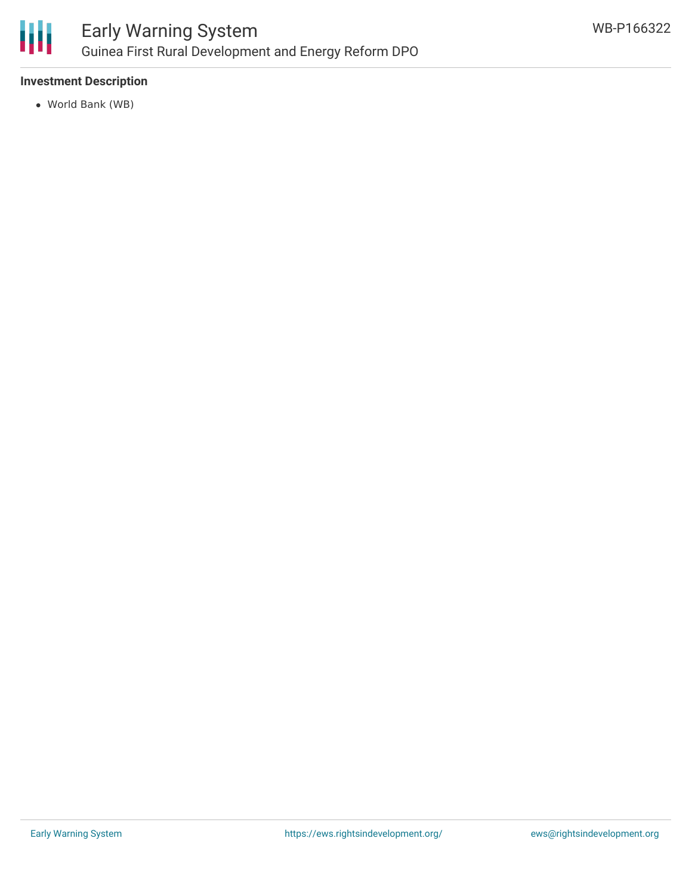### Investment Description

- World Bank (WB)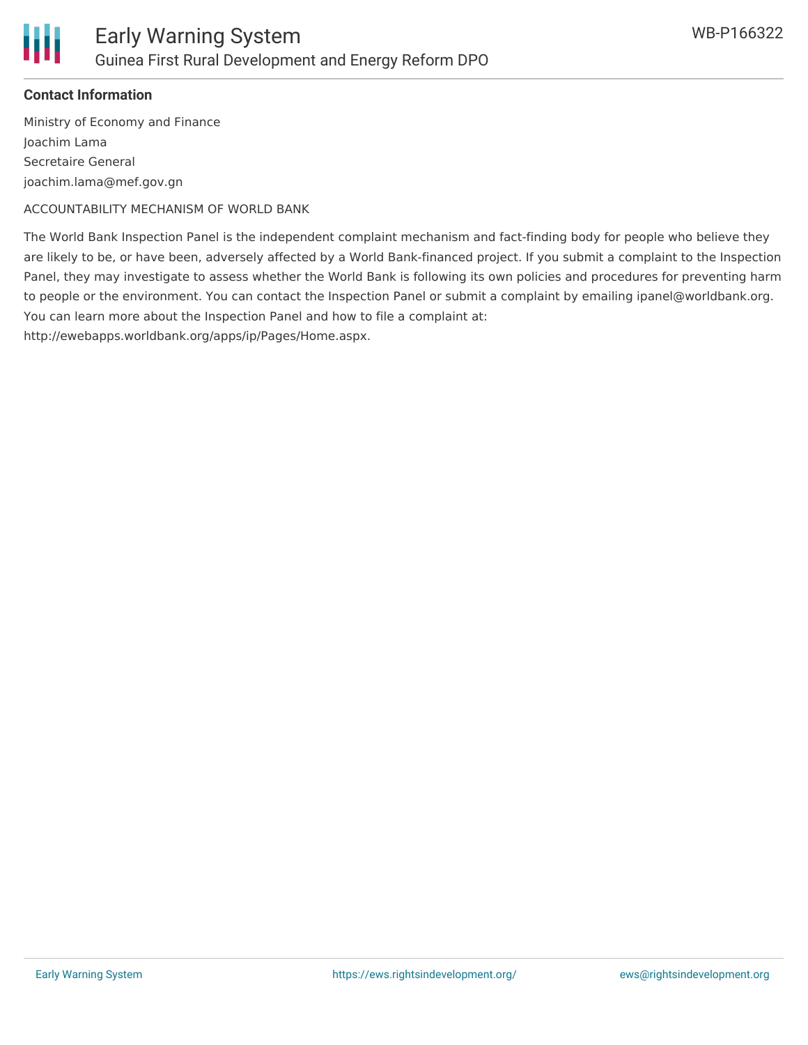### Contact Information

Ministry of Economy and Finance

Joachim Lama

Secretaire General

joachim.lama@mef.gov.gn

ACCOUNTABILITY MECHANISM OF WORLD BANK

The World Bank Inspection Panel is the independent complaint mechanism and fact-finding body for people who believe they are likely to be, or have been, adversely affected by a World Bank-financed project. If you submit a complaint to the Inspection Panel, they may investigate to assess whether the World Bank is following its own policies and procedures for preventing harm to people or the environment. You can contact the Inspection Panel or submit a complaint by emailing ipanel@worldbank.org. You can learn more about the Inspection Panel and how to file a complaint at: http://ewebapps.worldbank.org/apps/ip/Pages/Home.aspx.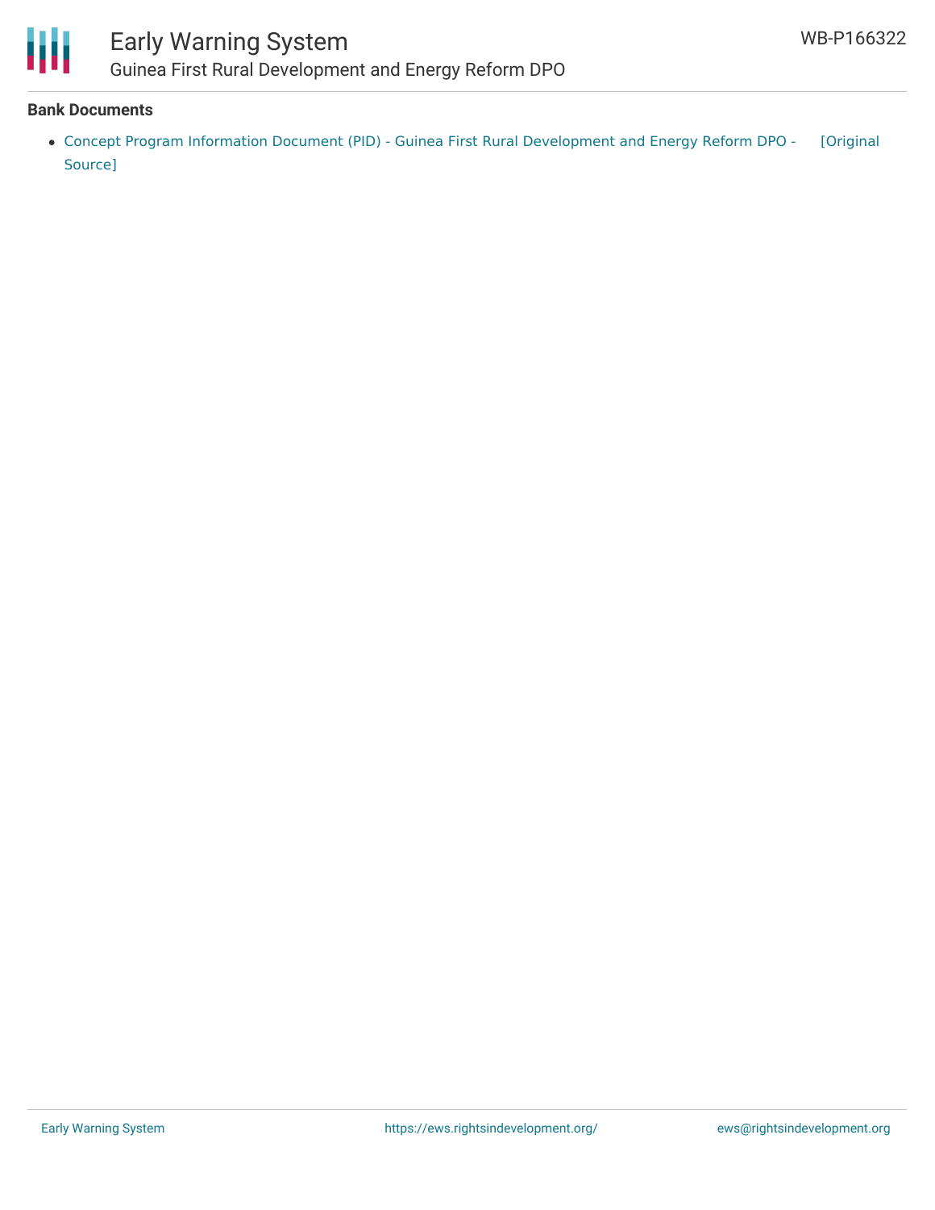**Bank Documents**

- Concept Program Information Document (PID) - Guinea First Rural Development and Energy Reform DPO - [Original Source]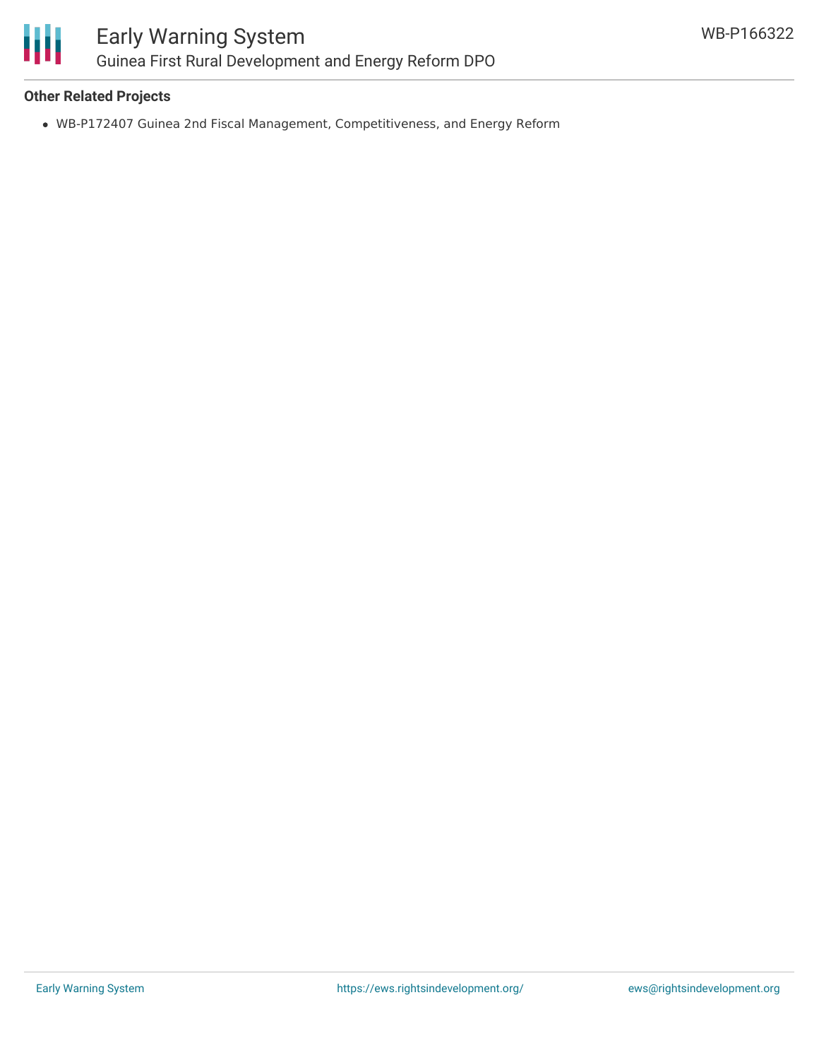**Other Related Projects**

- WB-P172407 Guinea 2nd Fiscal Management, Competitiveness, and Energy Reform